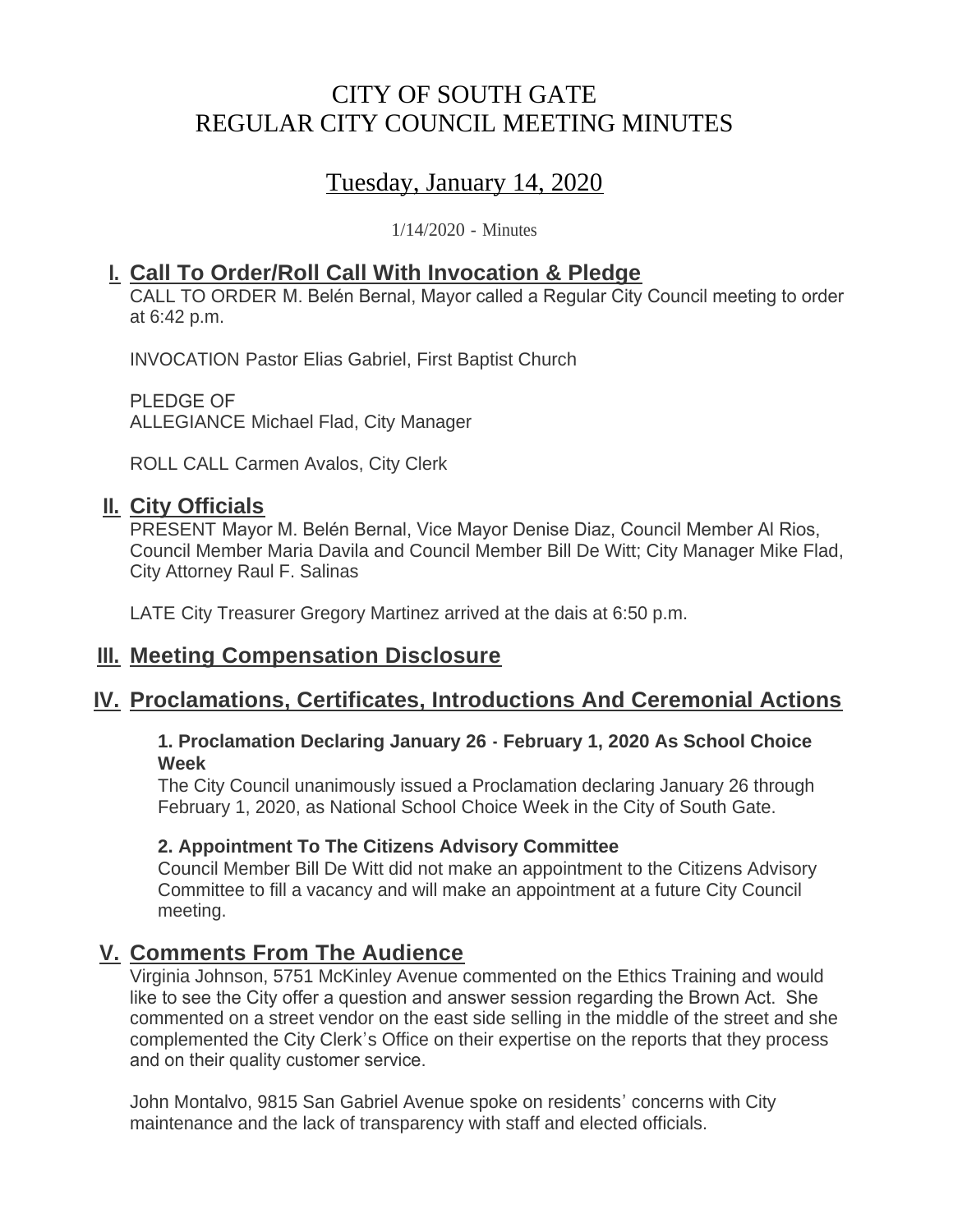# CITY OF SOUTH GATE
# REGULAR CITY COUNCIL MEETING MINUTES

## Tuesday, January 14, 2020

1/14/2020 - Minutes

## I. Call To Order/Roll Call With Invocation & Pledge

CALL TO ORDER M. Belén Bernal, Mayor called a Regular City Council meeting to order at 6:42 p.m.

INVOCATION Pastor Elias Gabriel, First Baptist Church

PLEDGE OF ALLEGIANCE Michael Flad, City Manager

ROLL CALL Carmen Avalos, City Clerk

## II. City Officials

PRESENT Mayor M. Belén Bernal, Vice Mayor Denise Diaz, Council Member Al Rios, Council Member Maria Davila and Council Member Bill De Witt; City Manager Mike Flad, City Attorney Raul F. Salinas

LATE City Treasurer Gregory Martinez arrived at the dais at 6:50 p.m.

## III. Meeting Compensation Disclosure

## IV. Proclamations, Certificates, Introductions And Ceremonial Actions

**1. Proclamation Declaring January 26 - February 1, 2020 As School Choice Week**

The City Council unanimously issued a Proclamation declaring January 26 through February 1, 2020, as National School Choice Week in the City of South Gate.

**2. Appointment To The Citizens Advisory Committee**

Council Member Bill De Witt did not make an appointment to the Citizens Advisory Committee to fill a vacancy and will make an appointment at a future City Council meeting.

## V. Comments From The Audience

Virginia Johnson, 5751 McKinley Avenue commented on the Ethics Training and would like to see the City offer a question and answer session regarding the Brown Act. She commented on a street vendor on the east side selling in the middle of the street and she complemented the City Clerk's Office on their expertise on the reports that they process and on their quality customer service.

John Montalvo, 9815 San Gabriel Avenue spoke on residents' concerns with City maintenance and the lack of transparency with staff and elected officials.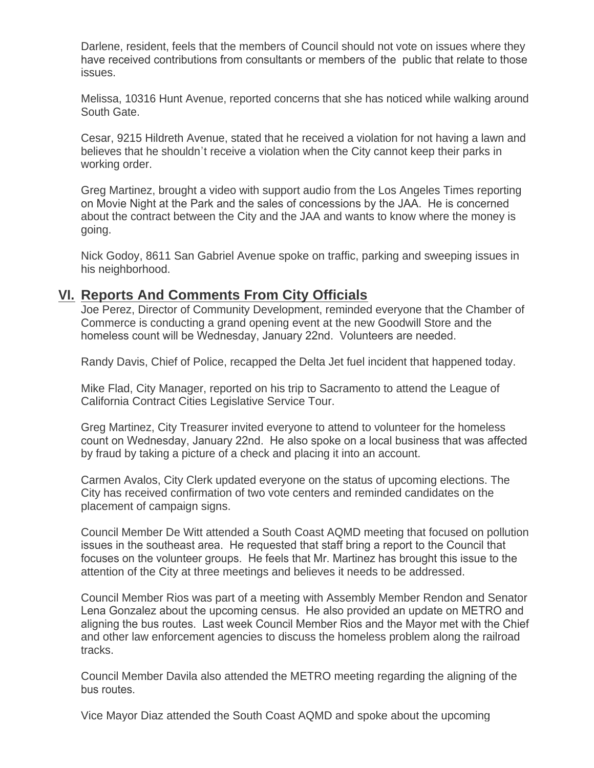Darlene, resident, feels that the members of Council should not vote on issues where they have received contributions from consultants or members of the public that relate to those issues.

Melissa, 10316 Hunt Avenue, reported concerns that she has noticed while walking around South Gate.

Cesar, 9215 Hildreth Avenue, stated that he received a violation for not having a lawn and believes that he shouldn't receive a violation when the City cannot keep their parks in working order.

Greg Martinez, brought a video with support audio from the Los Angeles Times reporting on Movie Night at the Park and the sales of concessions by the JAA. He is concerned about the contract between the City and the JAA and wants to know where the money is going.

Nick Godoy, 8611 San Gabriel Avenue spoke on traffic, parking and sweeping issues in his neighborhood.

## VI. Reports And Comments From City Officials

Joe Perez, Director of Community Development, reminded everyone that the Chamber of Commerce is conducting a grand opening event at the new Goodwill Store and the homeless count will be Wednesday, January 22nd. Volunteers are needed.

Randy Davis, Chief of Police, recapped the Delta Jet fuel incident that happened today.

Mike Flad, City Manager, reported on his trip to Sacramento to attend the League of California Contract Cities Legislative Service Tour.

Greg Martinez, City Treasurer invited everyone to attend to volunteer for the homeless count on Wednesday, January 22nd. He also spoke on a local business that was affected by fraud by taking a picture of a check and placing it into an account.

Carmen Avalos, City Clerk updated everyone on the status of upcoming elections. The City has received confirmation of two vote centers and reminded candidates on the placement of campaign signs.

Council Member De Witt attended a South Coast AQMD meeting that focused on pollution issues in the southeast area. He requested that staff bring a report to the Council that focuses on the volunteer groups. He feels that Mr. Martinez has brought this issue to the attention of the City at three meetings and believes it needs to be addressed.

Council Member Rios was part of a meeting with Assembly Member Rendon and Senator Lena Gonzalez about the upcoming census. He also provided an update on METRO and aligning the bus routes. Last week Council Member Rios and the Mayor met with the Chief and other law enforcement agencies to discuss the homeless problem along the railroad tracks.

Council Member Davila also attended the METRO meeting regarding the aligning of the bus routes.

Vice Mayor Diaz attended the South Coast AQMD and spoke about the upcoming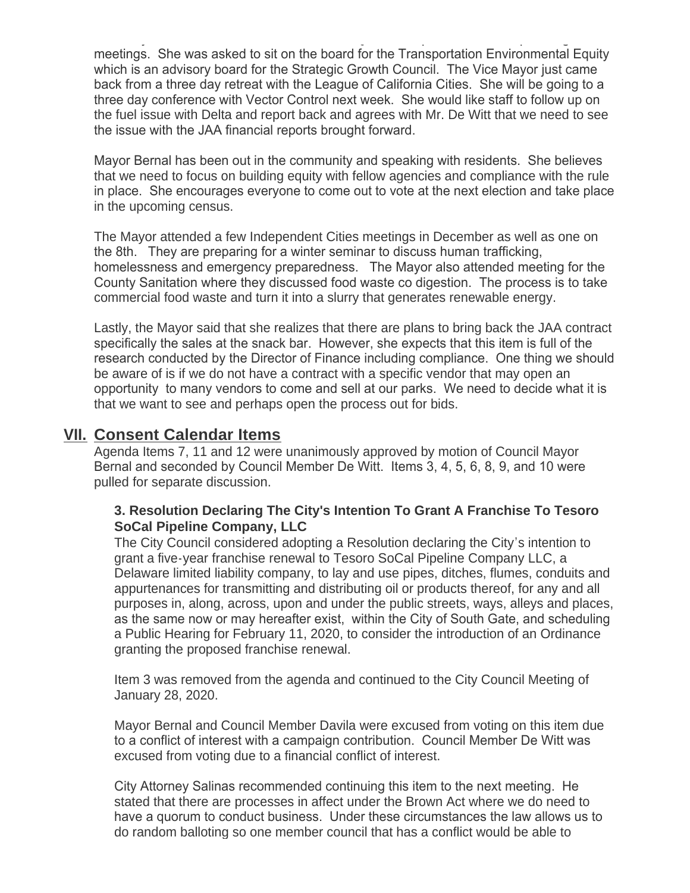meetings. She was asked to sit on the board for the Transportation Environmental Equity which is an advisory board for the Strategic Growth Council. The Vice Mayor just came back from a three day retreat with the League of California Cities. She will be going to a three day conference with Vector Control next week. She would like staff to follow up on the fuel issue with Delta and report back and agrees with Mr. De Witt that we need to see the issue with the JAA financial reports brought forward.

Mayor Bernal has been out in the community and speaking with residents. She believes that we need to focus on building equity with fellow agencies and compliance with the rule in place. She encourages everyone to come out to vote at the next election and take place in the upcoming census.

The Mayor attended a few Independent Cities meetings in December as well as one on the 8th. They are preparing for a winter seminar to discuss human trafficking, homelessness and emergency preparedness. The Mayor also attended meeting for the County Sanitation where they discussed food waste co digestion. The process is to take commercial food waste and turn it into a slurry that generates renewable energy.

Lastly, the Mayor said that she realizes that there are plans to bring back the JAA contract specifically the sales at the snack bar. However, she expects that this item is full of the research conducted by the Director of Finance including compliance. One thing we should be aware of is if we do not have a contract with a specific vendor that may open an opportunity to many vendors to come and sell at our parks. We need to decide what it is that we want to see and perhaps open the process out for bids.

## VII. Consent Calendar Items

Agenda Items 7, 11 and 12 were unanimously approved by motion of Council Mayor Bernal and seconded by Council Member De Witt. Items 3, 4, 5, 6, 8, 9, and 10 were pulled for separate discussion.

**3. Resolution Declaring The City's Intention To Grant A Franchise To Tesoro SoCal Pipeline Company, LLC**

The City Council considered adopting a Resolution declaring the City's intention to grant a five-year franchise renewal to Tesoro SoCal Pipeline Company LLC, a Delaware limited liability company, to lay and use pipes, ditches, flumes, conduits and appurtenances for transmitting and distributing oil or products thereof, for any and all purposes in, along, across, upon and under the public streets, ways, alleys and places, as the same now or may hereafter exist, within the City of South Gate, and scheduling a Public Hearing for February 11, 2020, to consider the introduction of an Ordinance granting the proposed franchise renewal.

Item 3 was removed from the agenda and continued to the City Council Meeting of January 28, 2020.

Mayor Bernal and Council Member Davila were excused from voting on this item due to a conflict of interest with a campaign contribution. Council Member De Witt was excused from voting due to a financial conflict of interest.

City Attorney Salinas recommended continuing this item to the next meeting. He stated that there are processes in affect under the Brown Act where we do need to have a quorum to conduct business. Under these circumstances the law allows us to do random balloting so one member council that has a conflict would be able to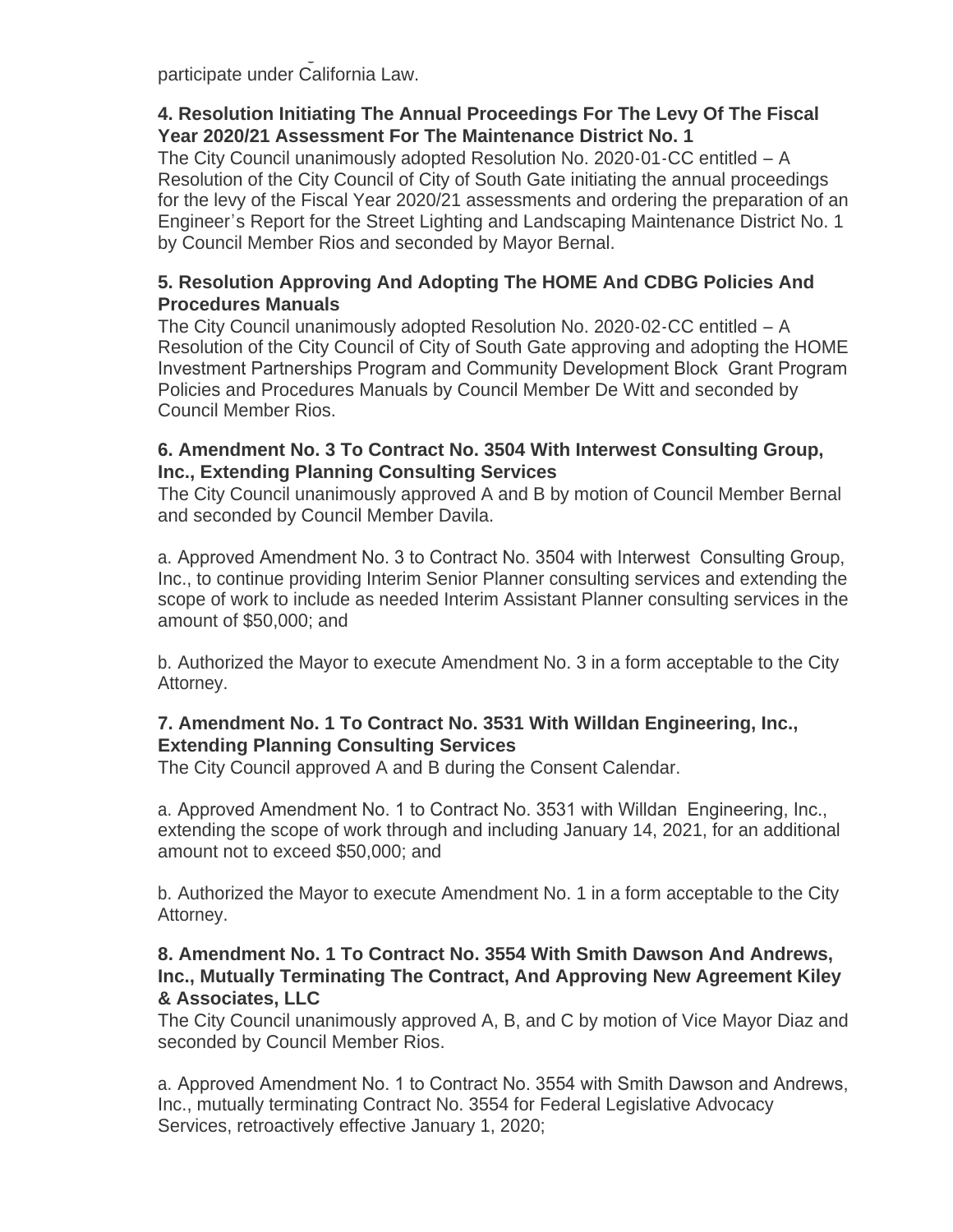participate under California Law.

**4. Resolution Initiating The Annual Proceedings For The Levy Of The Fiscal Year 2020/21 Assessment For The Maintenance District No. 1**

The City Council unanimously adopted Resolution No. 2020-01-CC entitled – A Resolution of the City Council of City of South Gate initiating the annual proceedings for the levy of the Fiscal Year 2020/21 assessments and ordering the preparation of an Engineer's Report for the Street Lighting and Landscaping Maintenance District No. 1 by Council Member Rios and seconded by Mayor Bernal.

**5. Resolution Approving And Adopting The HOME And CDBG Policies And Procedures Manuals**

The City Council unanimously adopted Resolution No. 2020-02-CC entitled – A Resolution of the City Council of City of South Gate approving and adopting the HOME Investment Partnerships Program and Community Development Block Grant Program Policies and Procedures Manuals by Council Member De Witt and seconded by Council Member Rios.

**6. Amendment No. 3 To Contract No. 3504 With Interwest Consulting Group, Inc., Extending Planning Consulting Services**

The City Council unanimously approved A and B by motion of Council Member Bernal and seconded by Council Member Davila.

a. Approved Amendment No. 3 to Contract No. 3504 with Interwest Consulting Group, Inc., to continue providing Interim Senior Planner consulting services and extending the scope of work to include as needed Interim Assistant Planner consulting services in the amount of $50,000; and

b. Authorized the Mayor to execute Amendment No. 3 in a form acceptable to the City Attorney.

**7. Amendment No. 1 To Contract No. 3531 With Willdan Engineering, Inc., Extending Planning Consulting Services**

The City Council approved A and B during the Consent Calendar.

a. Approved Amendment No. 1 to Contract No. 3531 with Willdan Engineering, Inc., extending the scope of work through and including January 14, 2021, for an additional amount not to exceed $50,000; and

b. Authorized the Mayor to execute Amendment No. 1 in a form acceptable to the City Attorney.

**8. Amendment No. 1 To Contract No. 3554 With Smith Dawson And Andrews, Inc., Mutually Terminating The Contract, And Approving New Agreement Kiley & Associates, LLC**

The City Council unanimously approved A, B, and C by motion of Vice Mayor Diaz and seconded by Council Member Rios.

a. Approved Amendment No. 1 to Contract No. 3554 with Smith Dawson and Andrews, Inc., mutually terminating Contract No. 3554 for Federal Legislative Advocacy Services, retroactively effective January 1, 2020;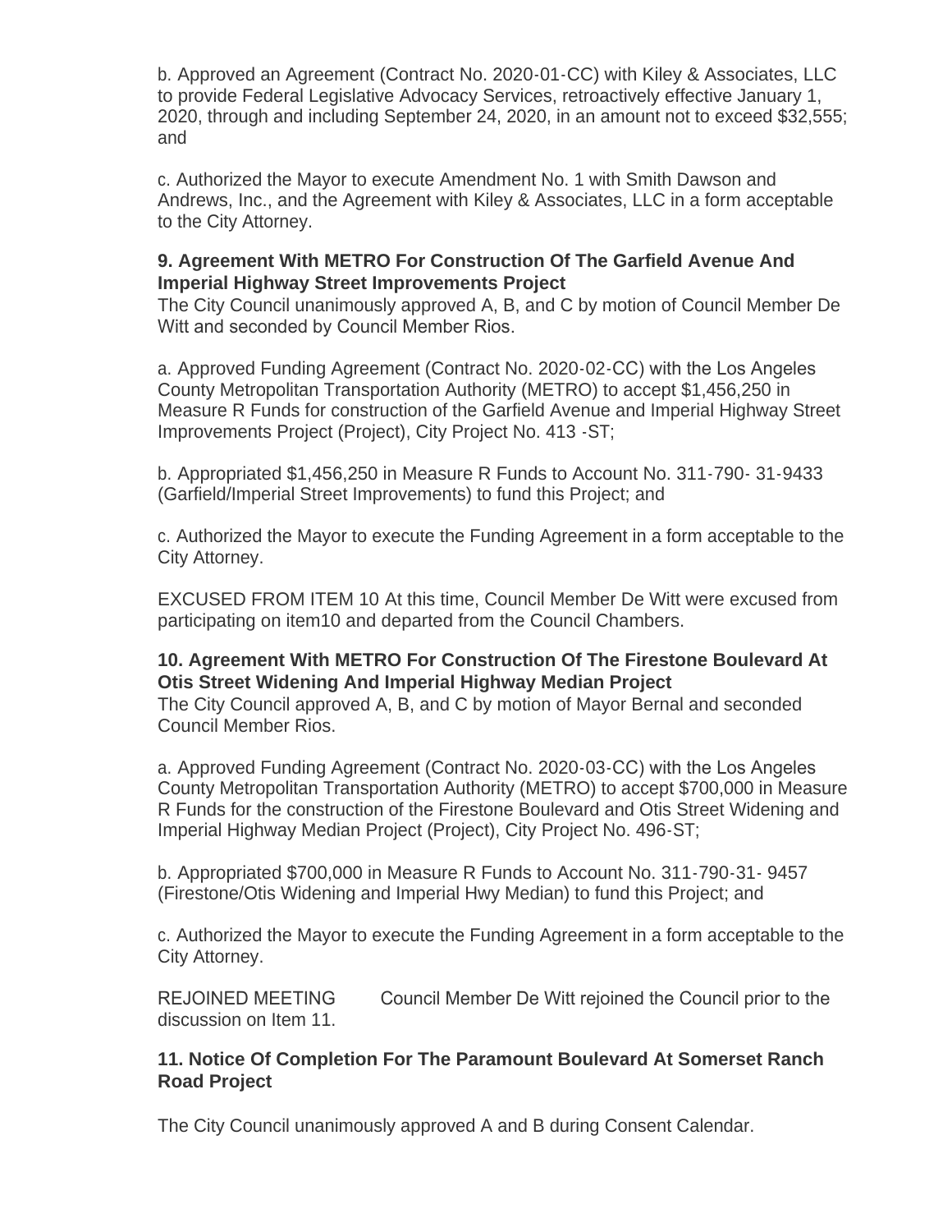b. Approved an Agreement (Contract No. 2020-01-CC) with Kiley & Associates, LLC to provide Federal Legislative Advocacy Services, retroactively effective January 1, 2020, through and including September 24, 2020, in an amount not to exceed $32,555; and

c. Authorized the Mayor to execute Amendment No. 1 with Smith Dawson and Andrews, Inc., and the Agreement with Kiley & Associates, LLC in a form acceptable to the City Attorney.

**9. Agreement With METRO For Construction Of The Garfield Avenue And Imperial Highway Street Improvements Project**
The City Council unanimously approved A, B, and C by motion of Council Member De Witt and seconded by Council Member Rios.

a. Approved Funding Agreement (Contract No. 2020-02-CC) with the Los Angeles County Metropolitan Transportation Authority (METRO) to accept $1,456,250 in Measure R Funds for construction of the Garfield Avenue and Imperial Highway Street Improvements Project (Project), City Project No. 413 -ST;

b. Appropriated $1,456,250 in Measure R Funds to Account No. 311-790- 31-9433 (Garfield/Imperial Street Improvements) to fund this Project; and

c. Authorized the Mayor to execute the Funding Agreement in a form acceptable to the City Attorney.

EXCUSED FROM ITEM 10 At this time, Council Member De Witt were excused from participating on item10 and departed from the Council Chambers.

**10. Agreement With METRO For Construction Of The Firestone Boulevard At Otis Street Widening And Imperial Highway Median Project**
The City Council approved A, B, and C by motion of Mayor Bernal and seconded Council Member Rios.

a. Approved Funding Agreement (Contract No. 2020-03-CC) with the Los Angeles County Metropolitan Transportation Authority (METRO) to accept $700,000 in Measure R Funds for the construction of the Firestone Boulevard and Otis Street Widening and Imperial Highway Median Project (Project), City Project No. 496-ST;

b. Appropriated $700,000 in Measure R Funds to Account No. 311-790-31- 9457 (Firestone/Otis Widening and Imperial Hwy Median) to fund this Project; and

c. Authorized the Mayor to execute the Funding Agreement in a form acceptable to the City Attorney.

REJOINED MEETING Council Member De Witt rejoined the Council prior to the discussion on Item 11.

**11. Notice Of Completion For The Paramount Boulevard At Somerset Ranch Road Project**

The City Council unanimously approved A and B during Consent Calendar.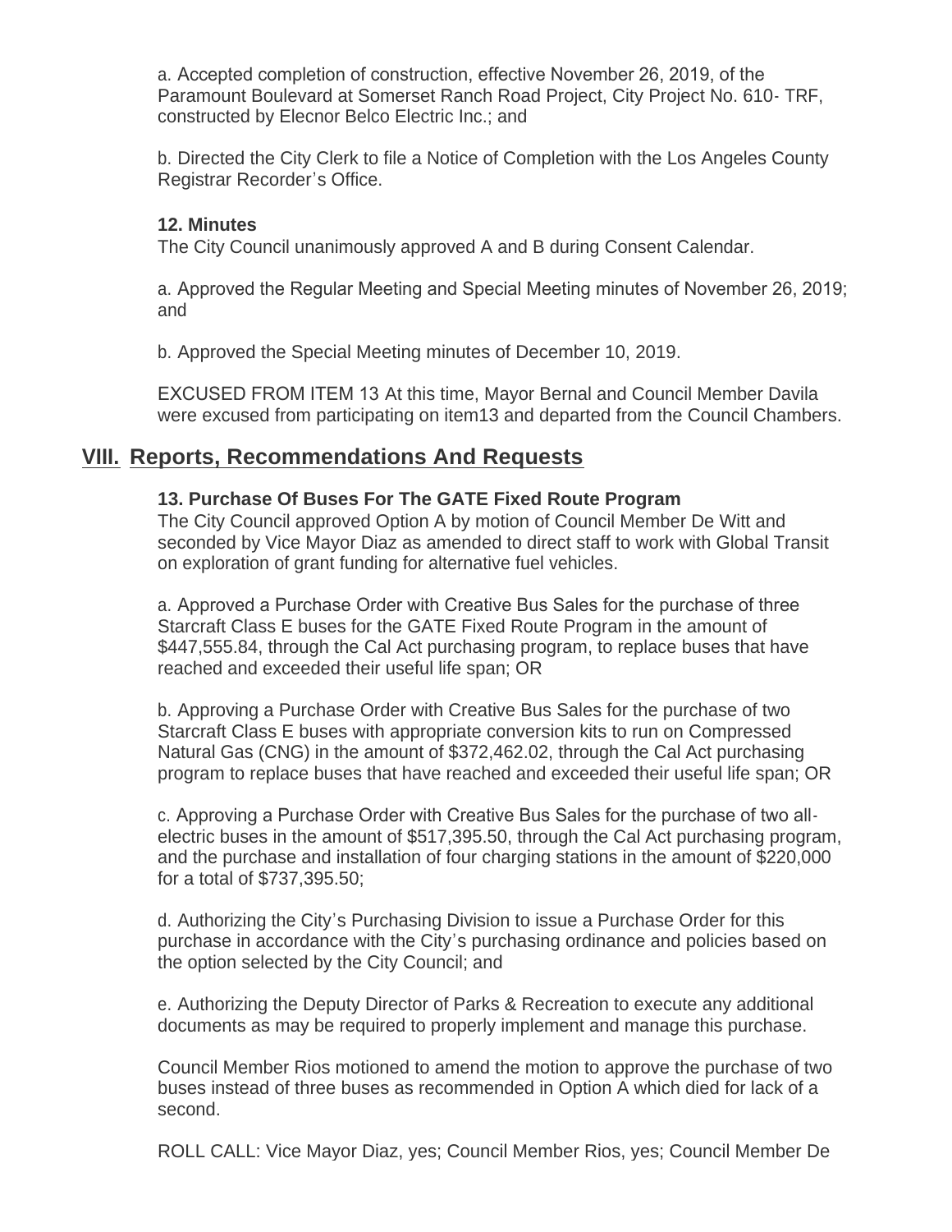a. Accepted completion of construction, effective November 26, 2019, of the Paramount Boulevard at Somerset Ranch Road Project, City Project No. 610- TRF, constructed by Elecnor Belco Electric Inc.; and

b. Directed the City Clerk to file a Notice of Completion with the Los Angeles County Registrar Recorder's Office.

**12. Minutes**
The City Council unanimously approved A and B during Consent Calendar.

a. Approved the Regular Meeting and Special Meeting minutes of November 26, 2019; and

b. Approved the Special Meeting minutes of December 10, 2019.

EXCUSED FROM ITEM 13 At this time, Mayor Bernal and Council Member Davila were excused from participating on item13 and departed from the Council Chambers.

## VIII. Reports, Recommendations And Requests

**13. Purchase Of Buses For The GATE Fixed Route Program**
The City Council approved Option A by motion of Council Member De Witt and seconded by Vice Mayor Diaz as amended to direct staff to work with Global Transit on exploration of grant funding for alternative fuel vehicles.

a. Approved a Purchase Order with Creative Bus Sales for the purchase of three Starcraft Class E buses for the GATE Fixed Route Program in the amount of $447,555.84, through the Cal Act purchasing program, to replace buses that have reached and exceeded their useful life span; OR

b. Approving a Purchase Order with Creative Bus Sales for the purchase of two Starcraft Class E buses with appropriate conversion kits to run on Compressed Natural Gas (CNG) in the amount of $372,462.02, through the Cal Act purchasing program to replace buses that have reached and exceeded their useful life span; OR

c. Approving a Purchase Order with Creative Bus Sales for the purchase of two all-electric buses in the amount of $517,395.50, through the Cal Act purchasing program, and the purchase and installation of four charging stations in the amount of $220,000 for a total of $737,395.50;

d. Authorizing the City's Purchasing Division to issue a Purchase Order for this purchase in accordance with the City's purchasing ordinance and policies based on the option selected by the City Council; and

e. Authorizing the Deputy Director of Parks & Recreation to execute any additional documents as may be required to properly implement and manage this purchase.

Council Member Rios motioned to amend the motion to approve the purchase of two buses instead of three buses as recommended in Option A which died for lack of a second.

ROLL CALL: Vice Mayor Diaz, yes; Council Member Rios, yes; Council Member De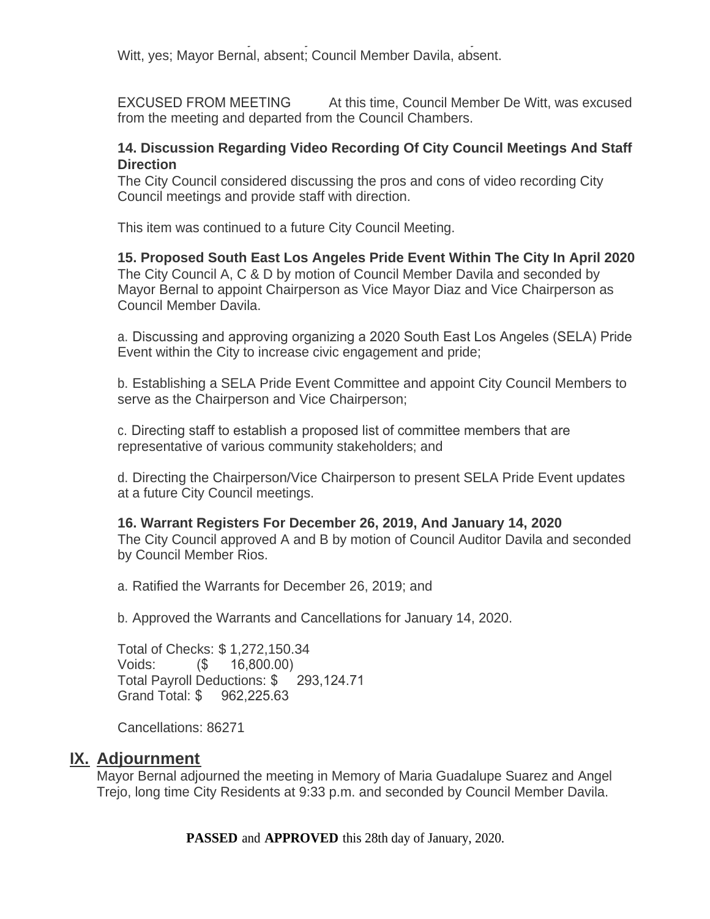Witt, yes; Mayor Bernal, absent; Council Member Davila, absent.

EXCUSED FROM MEETING At this time, Council Member De Witt, was excused from the meeting and departed from the Council Chambers.

**14. Discussion Regarding Video Recording Of City Council Meetings And Staff Direction**
The City Council considered discussing the pros and cons of video recording City Council meetings and provide staff with direction.

This item was continued to a future City Council Meeting.

**15. Proposed South East Los Angeles Pride Event Within The City In April 2020**
The City Council A, C & D by motion of Council Member Davila and seconded by Mayor Bernal to appoint Chairperson as Vice Mayor Diaz and Vice Chairperson as Council Member Davila.

a. Discussing and approving organizing a 2020 South East Los Angeles (SELA) Pride Event within the City to increase civic engagement and pride;

b. Establishing a SELA Pride Event Committee and appoint City Council Members to serve as the Chairperson and Vice Chairperson;

c. Directing staff to establish a proposed list of committee members that are representative of various community stakeholders; and

d. Directing the Chairperson/Vice Chairperson to present SELA Pride Event updates at a future City Council meetings.

**16. Warrant Registers For December 26, 2019, And January 14, 2020**
The City Council approved A and B by motion of Council Auditor Davila and seconded by Council Member Rios.

a. Ratified the Warrants for December 26, 2019; and

b. Approved the Warrants and Cancellations for January 14, 2020.

Total of Checks: $ 1,272,150.34
Voids: ($ 16,800.00)
Total Payroll Deductions: $ 293,124.71
Grand Total: $ 962,225.63

Cancellations: 86271

## IX. Adjournment

Mayor Bernal adjourned the meeting in Memory of Maria Guadalupe Suarez and Angel Trejo, long time City Residents at 9:33 p.m. and seconded by Council Member Davila.

**PASSED** and **APPROVED** this 28th day of January, 2020.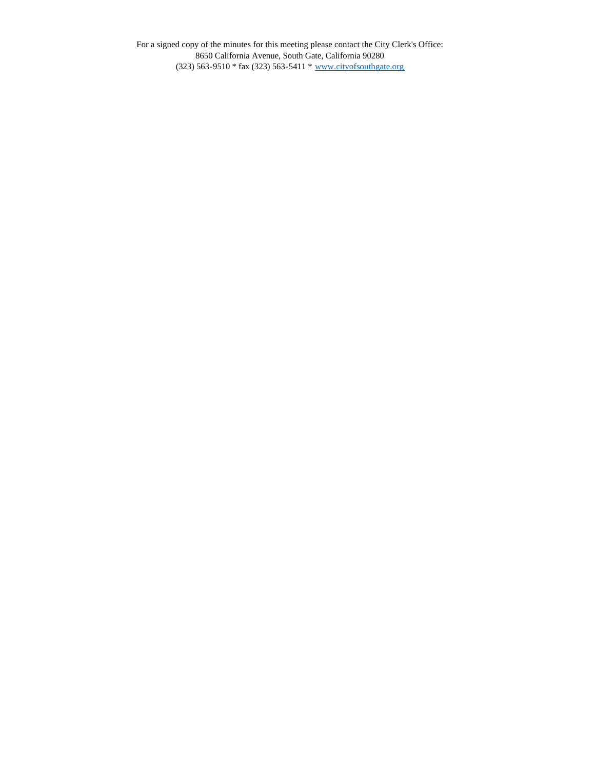For a signed copy of the minutes for this meeting please contact the City Clerk's Office:
8650 California Avenue, South Gate, California 90280
(323) 563-9510 * fax (323) 563-5411 * [www.cityofsouthgate.org](http://www.cityofsouthgate.org)